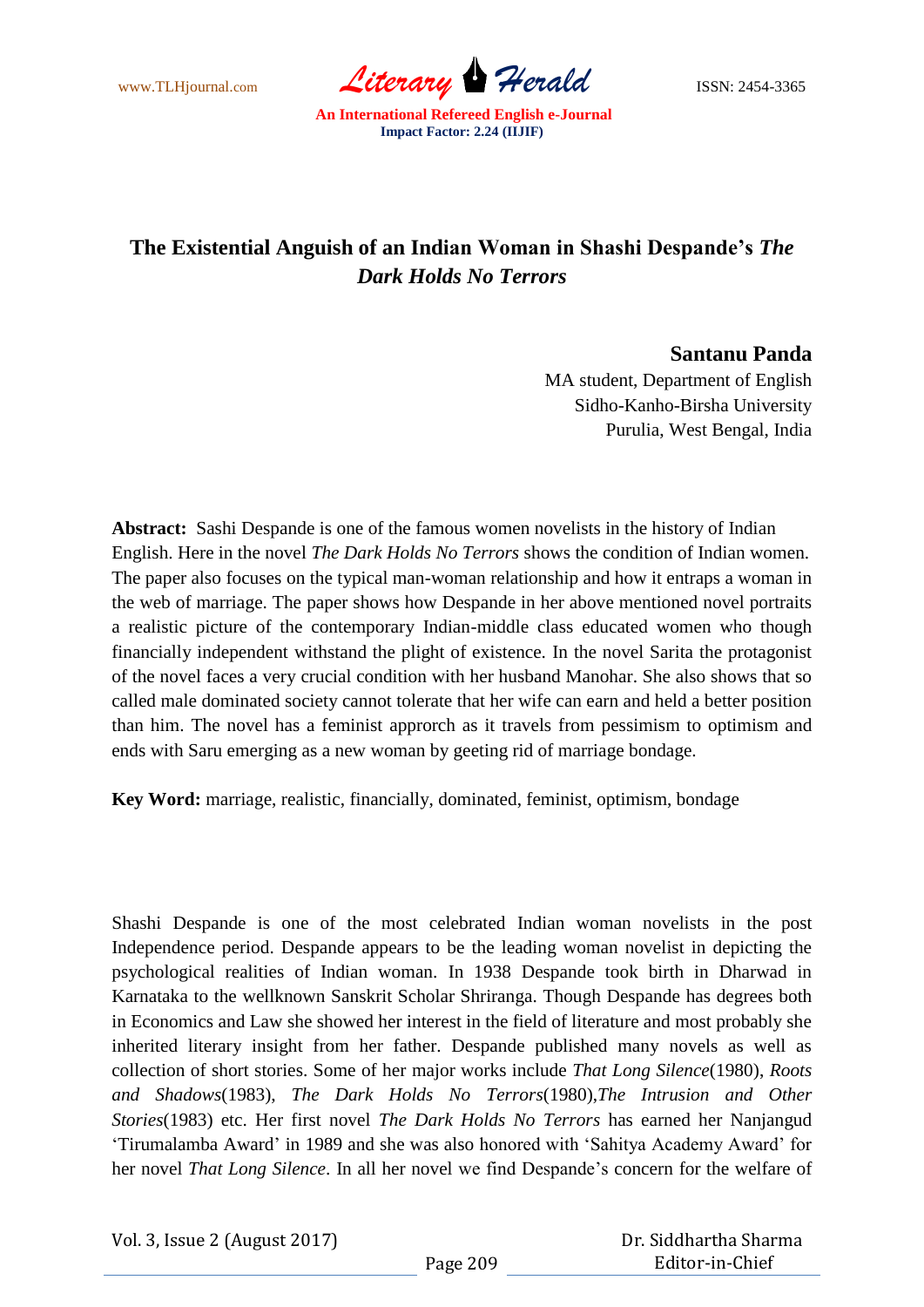# The Existential Anguish of an Indian Woman in Shashi Despande's *The Dark Holds No Terrors*

**Santanu Panda**
MA student, Department of English
Sidho-Kanho-Birsha University
Purulia, West Bengal, India

**Abstract:** Sashi Despande is one of the famous women novelists in the history of Indian English. Here in the novel *The Dark Holds No Terrors* shows the condition of Indian women. The paper also focuses on the typical man-woman relationship and how it entraps a woman in the web of marriage. The paper shows how Despande in her above mentioned novel portraits a realistic picture of the contemporary Indian-middle class educated women who though financially independent withstand the plight of existence. In the novel Sarita the protagonist of the novel faces a very crucial condition with her husband Manohar. She also shows that so called male dominated society cannot tolerate that her wife can earn and held a better position than him. The novel has a feminist approrch as it travels from pessimism to optimism and ends with Saru emerging as a new woman by geeting rid of marriage bondage.

**Key Word:** marriage, realistic, financially, dominated, feminist, optimism, bondage

Shashi Despande is one of the most celebrated Indian woman novelists in the post Independence period. Despande appears to be the leading woman novelist in depicting the psychological realities of Indian woman. In 1938 Despande took birth in Dharwad in Karnataka to the wellknown Sanskrit Scholar Shriranga. Though Despande has degrees both in Economics and Law she showed her interest in the field of literature and most probably she inherited literary insight from her father. Despande published many novels as well as collection of short stories. Some of her major works include *That Long Silence*(1980), *Roots and Shadows*(1983), *The Dark Holds No Terrors*(1980),*The Intrusion and Other Stories*(1983) etc. Her first novel *The Dark Holds No Terrors* has earned her Nanjangud 'Tirumalamba Award' in 1989 and she was also honored with 'Sahitya Academy Award' for her novel *That Long Silence*. In all her novel we find Despande's concern for the welfare of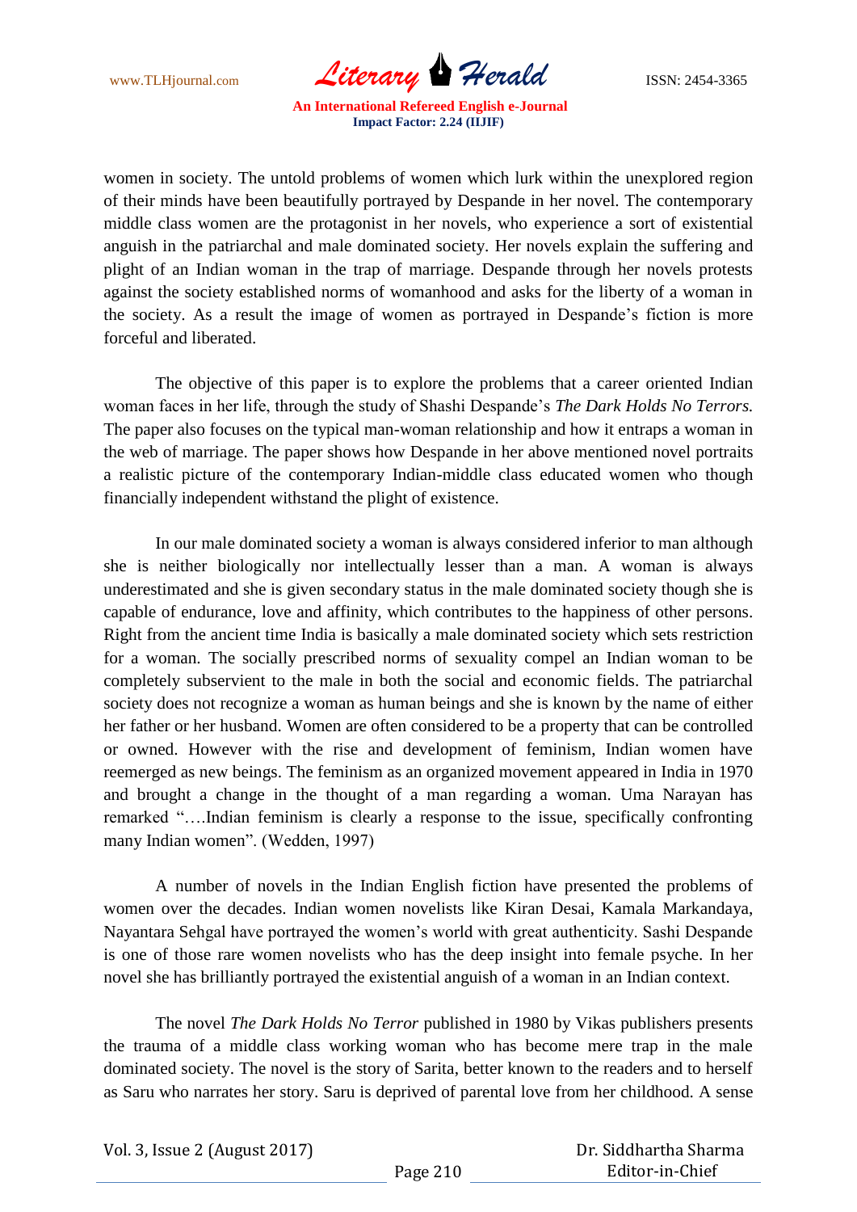women in society. The untold problems of women which lurk within the unexplored region of their minds have been beautifully portrayed by Despande in her novel. The contemporary middle class women are the protagonist in her novels, who experience a sort of existential anguish in the patriarchal and male dominated society. Her novels explain the suffering and plight of an Indian woman in the trap of marriage. Despande through her novels protests against the society established norms of womanhood and asks for the liberty of a woman in the society. As a result the image of women as portrayed in Despande's fiction is more forceful and liberated.

The objective of this paper is to explore the problems that a career oriented Indian woman faces in her life, through the study of Shashi Despande's *The Dark Holds No Terrors.* The paper also focuses on the typical man-woman relationship and how it entraps a woman in the web of marriage. The paper shows how Despande in her above mentioned novel portraits a realistic picture of the contemporary Indian-middle class educated women who though financially independent withstand the plight of existence.

In our male dominated society a woman is always considered inferior to man although she is neither biologically nor intellectually lesser than a man. A woman is always underestimated and she is given secondary status in the male dominated society though she is capable of endurance, love and affinity, which contributes to the happiness of other persons. Right from the ancient time India is basically a male dominated society which sets restriction for a woman. The socially prescribed norms of sexuality compel an Indian woman to be completely subservient to the male in both the social and economic fields. The patriarchal society does not recognize a woman as human beings and she is known by the name of either her father or her husband. Women are often considered to be a property that can be controlled or owned. However with the rise and development of feminism, Indian women have reemerged as new beings. The feminism as an organized movement appeared in India in 1970 and brought a change in the thought of a man regarding a woman. Uma Narayan has remarked "….Indian feminism is clearly a response to the issue, specifically confronting many Indian women". (Wedden, 1997)

A number of novels in the Indian English fiction have presented the problems of women over the decades. Indian women novelists like Kiran Desai, Kamala Markandaya, Nayantara Sehgal have portrayed the women's world with great authenticity. Sashi Despande is one of those rare women novelists who has the deep insight into female psyche. In her novel she has brilliantly portrayed the existential anguish of a woman in an Indian context.

The novel *The Dark Holds No Terror* published in 1980 by Vikas publishers presents the trauma of a middle class working woman who has become mere trap in the male dominated society. The novel is the story of Sarita, better known to the readers and to herself as Saru who narrates her story. Saru is deprived of parental love from her childhood. A sense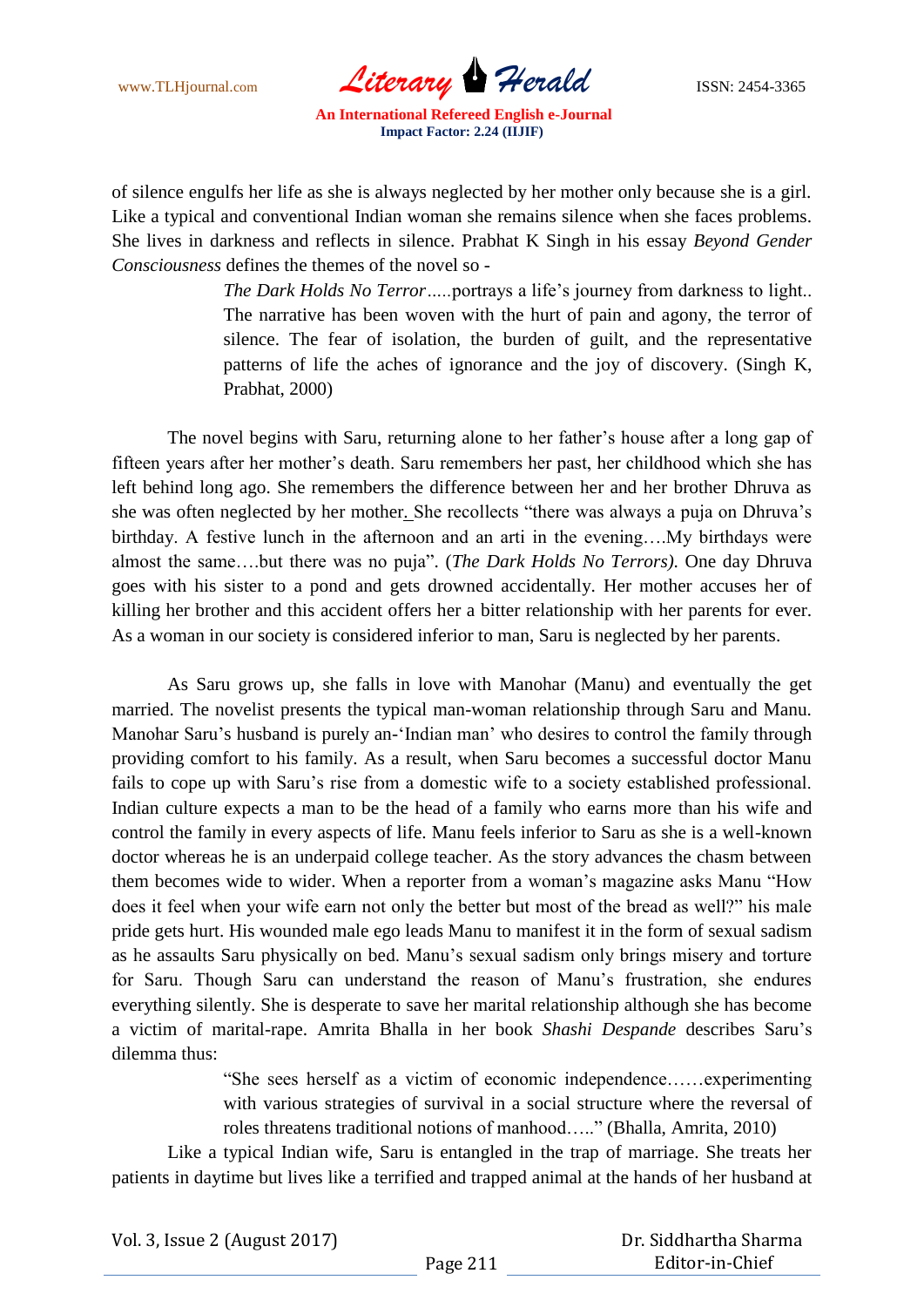of silence engulfs her life as she is always neglected by her mother only because she is a girl. Like a typical and conventional Indian woman she remains silence when she faces problems. She lives in darkness and reflects in silence. Prabhat K Singh in his essay *Beyond Gender Consciousness* defines the themes of the novel so -

> *The Dark Holds No Terror*.....portrays a life's journey from darkness to light.. The narrative has been woven with the hurt of pain and agony, the terror of silence. The fear of isolation, the burden of guilt, and the representative patterns of life the aches of ignorance and the joy of discovery. (Singh K, Prabhat, 2000)

The novel begins with Saru, returning alone to her father's house after a long gap of fifteen years after her mother's death. Saru remembers her past, her childhood which she has left behind long ago. She remembers the difference between her and her brother Dhruva as she was often neglected by her mother. She recollects "there was always a puja on Dhruva's birthday. A festive lunch in the afternoon and an arti in the evening….My birthdays were almost the same….but there was no puja". (*The Dark Holds No Terrors).* One day Dhruva goes with his sister to a pond and gets drowned accidentally. Her mother accuses her of killing her brother and this accident offers her a bitter relationship with her parents for ever. As a woman in our society is considered inferior to man, Saru is neglected by her parents.

As Saru grows up, she falls in love with Manohar (Manu) and eventually the get married. The novelist presents the typical man-woman relationship through Saru and Manu. Manohar Saru's husband is purely an-'Indian man' who desires to control the family through providing comfort to his family. As a result, when Saru becomes a successful doctor Manu fails to cope up with Saru's rise from a domestic wife to a society established professional. Indian culture expects a man to be the head of a family who earns more than his wife and control the family in every aspects of life. Manu feels inferior to Saru as she is a well-known doctor whereas he is an underpaid college teacher. As the story advances the chasm between them becomes wide to wider. When a reporter from a woman's magazine asks Manu "How does it feel when your wife earn not only the better but most of the bread as well?" his male pride gets hurt. His wounded male ego leads Manu to manifest it in the form of sexual sadism as he assaults Saru physically on bed. Manu's sexual sadism only brings misery and torture for Saru. Though Saru can understand the reason of Manu's frustration, she endures everything silently. She is desperate to save her marital relationship although she has become a victim of marital-rape. Amrita Bhalla in her book *Shashi Despande* describes Saru's dilemma thus:

> "She sees herself as a victim of economic independence……experimenting with various strategies of survival in a social structure where the reversal of roles threatens traditional notions of manhood….." (Bhalla, Amrita, 2010)

Like a typical Indian wife, Saru is entangled in the trap of marriage. She treats her patients in daytime but lives like a terrified and trapped animal at the hands of her husband at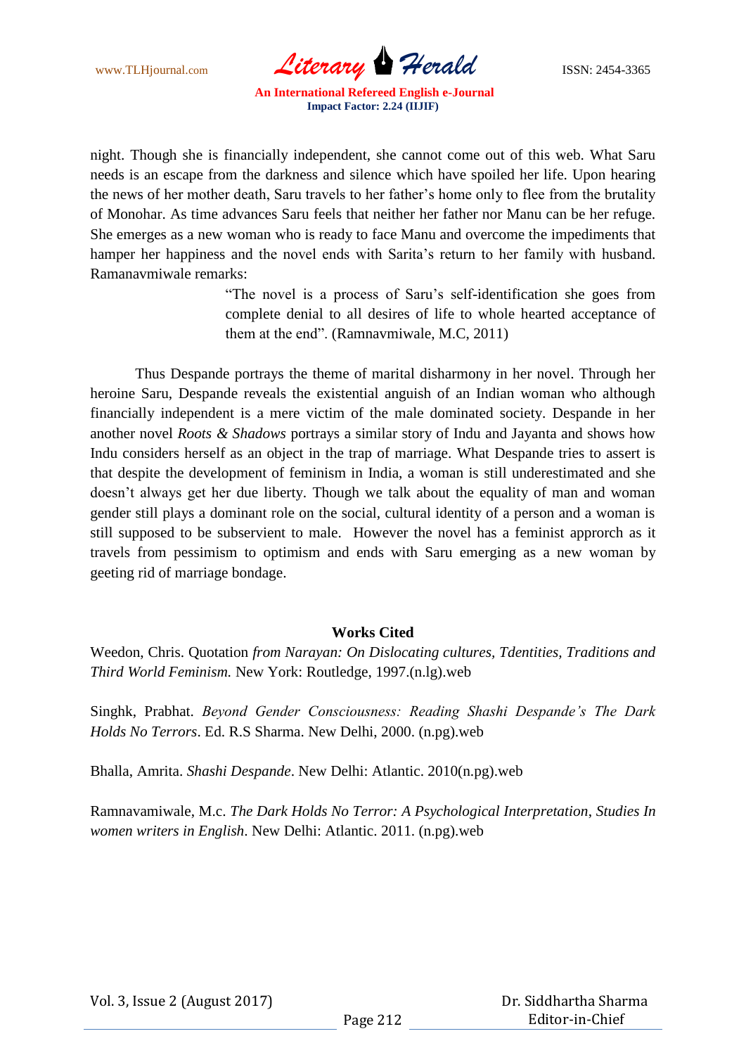night. Though she is financially independent, she cannot come out of this web. What Saru needs is an escape from the darkness and silence which have spoiled her life. Upon hearing the news of her mother death, Saru travels to her father's home only to flee from the brutality of Monohar. As time advances Saru feels that neither her father nor Manu can be her refuge. She emerges as a new woman who is ready to face Manu and overcome the impediments that hamper her happiness and the novel ends with Sarita's return to her family with husband. Ramanavmiwale remarks:

> "The novel is a process of Saru's self-identification she goes from complete denial to all desires of life to whole hearted acceptance of them at the end". (Ramnavmiwale, M.C, 2011)

Thus Despande portrays the theme of marital disharmony in her novel. Through her heroine Saru, Despande reveals the existential anguish of an Indian woman who although financially independent is a mere victim of the male dominated society. Despande in her another novel *Roots & Shadows* portrays a similar story of Indu and Jayanta and shows how Indu considers herself as an object in the trap of marriage. What Despande tries to assert is that despite the development of feminism in India, a woman is still underestimated and she doesn't always get her due liberty. Though we talk about the equality of man and woman gender still plays a dominant role on the social, cultural identity of a person and a woman is still supposed to be subservient to male. However the novel has a feminist approrch as it travels from pessimism to optimism and ends with Saru emerging as a new woman by geeting rid of marriage bondage.

## Works Cited

Weedon, Chris. Quotation *from Narayan: On Dislocating cultures, Tdentities, Traditions and Third World Feminism.* New York: Routledge, 1997.(n.lg).web

Singhk, Prabhat. *Beyond Gender Consciousness: Reading Shashi Despande's The Dark Holds No Terrors*. Ed. R.S Sharma. New Delhi, 2000. (n.pg).web

Bhalla, Amrita. *Shashi Despande*. New Delhi: Atlantic. 2010(n.pg).web

Ramnavamiwale, M.c. *The Dark Holds No Terror: A Psychological Interpretation*, *Studies In women writers in English*. New Delhi: Atlantic. 2011. (n.pg).web